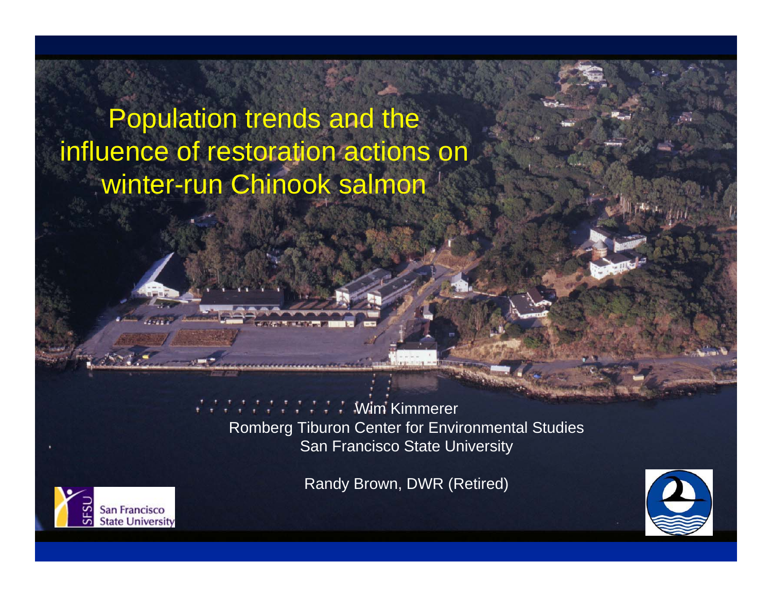# Population trends and the influence of restoration actions on winter-run Chinook salmon

Wim Kimmerer
Romberg Tiburon Center for Environmental Studies
San Francisco State University

Randy Brown, DWR (Retired)

San Francisco State University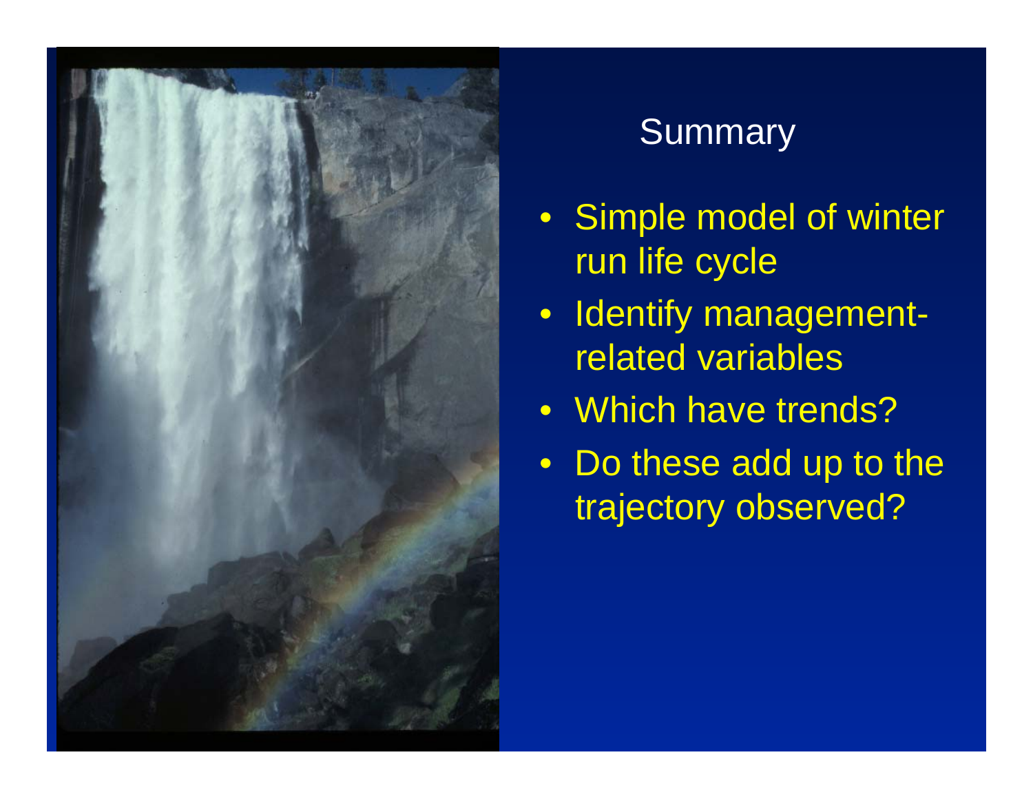# Summary

- Simple model of winter run life cycle
- Identify management-related variables
- Which have trends?
- Do these add up to the trajectory observed?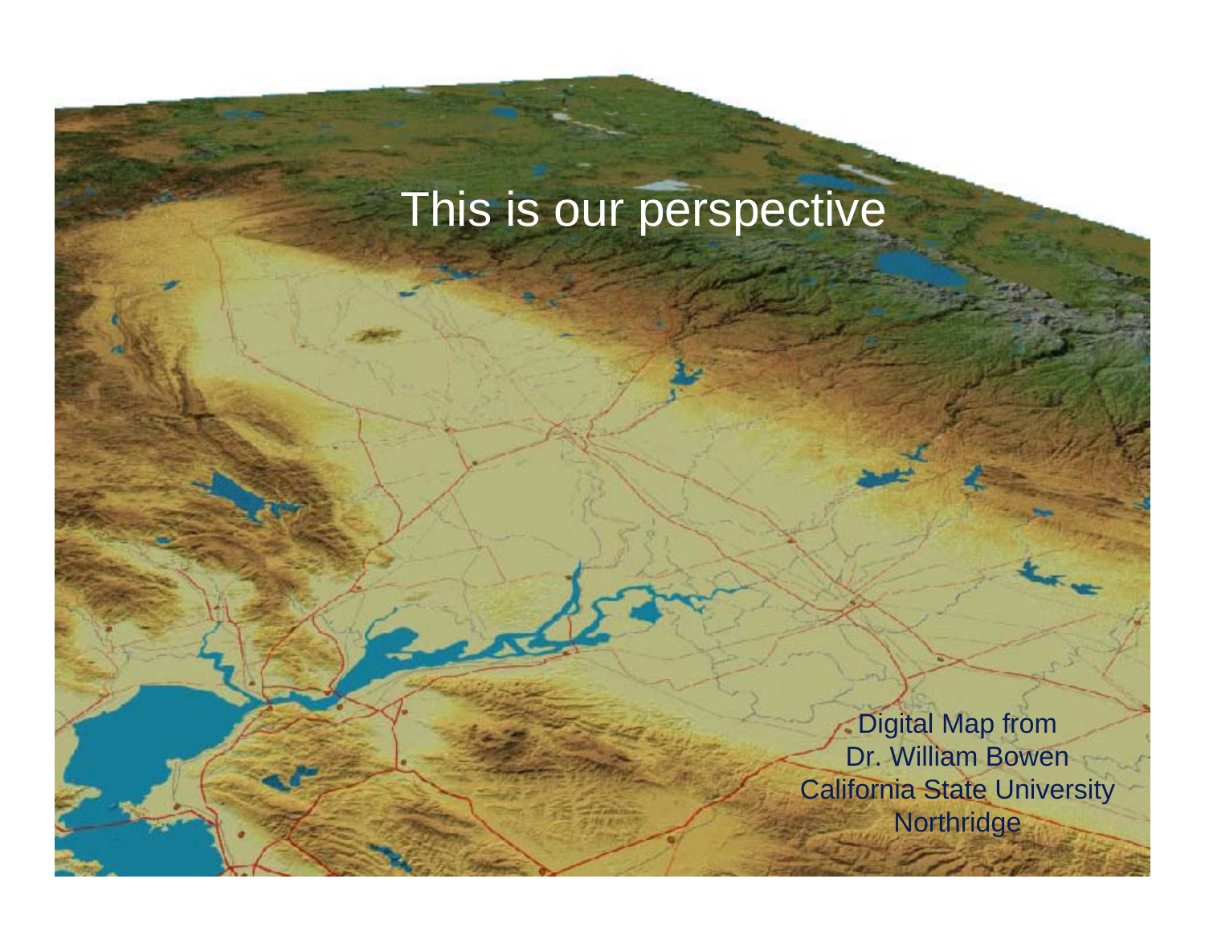# This is our perspective

Digital Map from
Dr. William Bowen
California State University
Northridge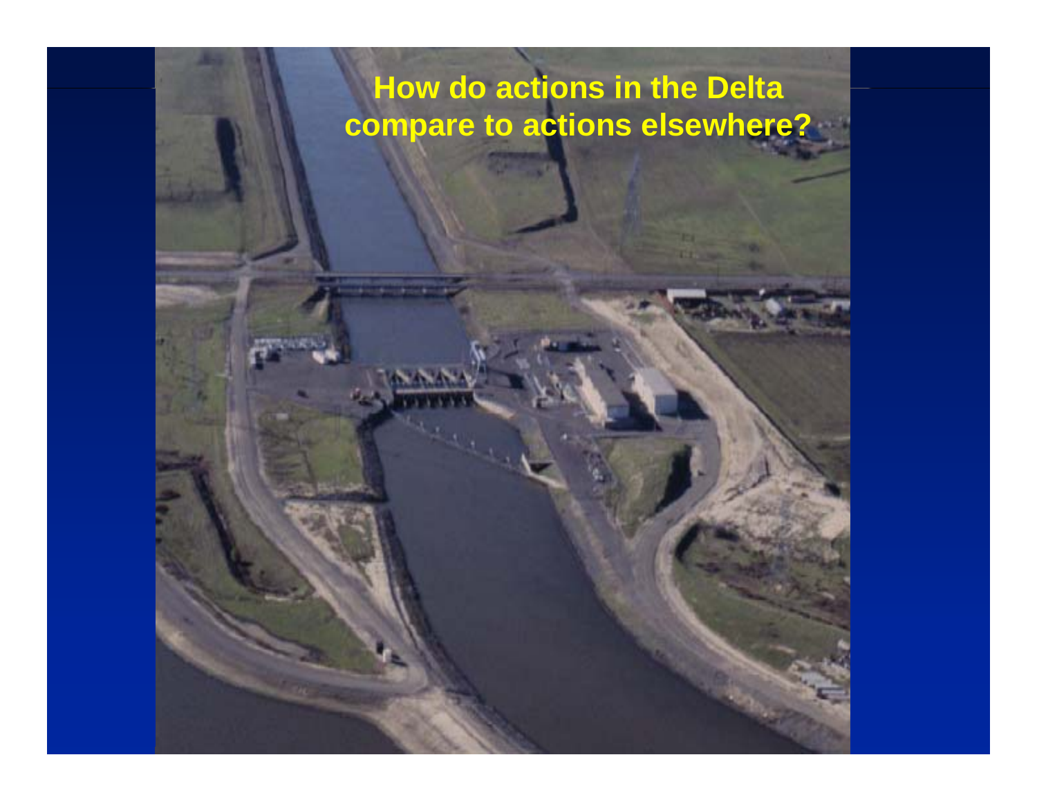# How do actions in the Delta compare to actions elsewhere?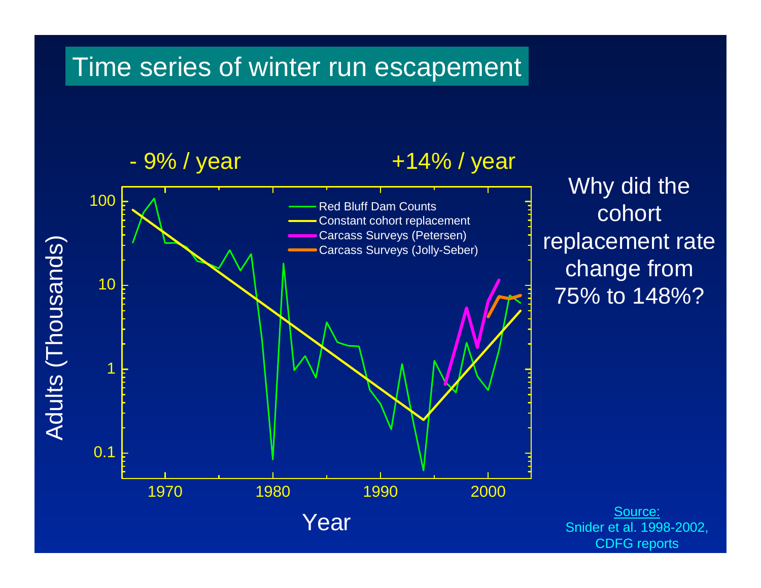# Time series of winter run escapement

- 9% / year                    +14% / year

Adults (Thousands)

100

10

1

0.1

1970    1980    1990    2000

Year

- Red Bluff Dam Counts
- Constant cohort replacement
- Carcass Surveys (Petersen)
- Carcass Surveys (Jolly-Seber)

Why did the cohort replacement rate change from 75% to 148%?

Source:
Snider et al. 1998-2002,
CDFG reports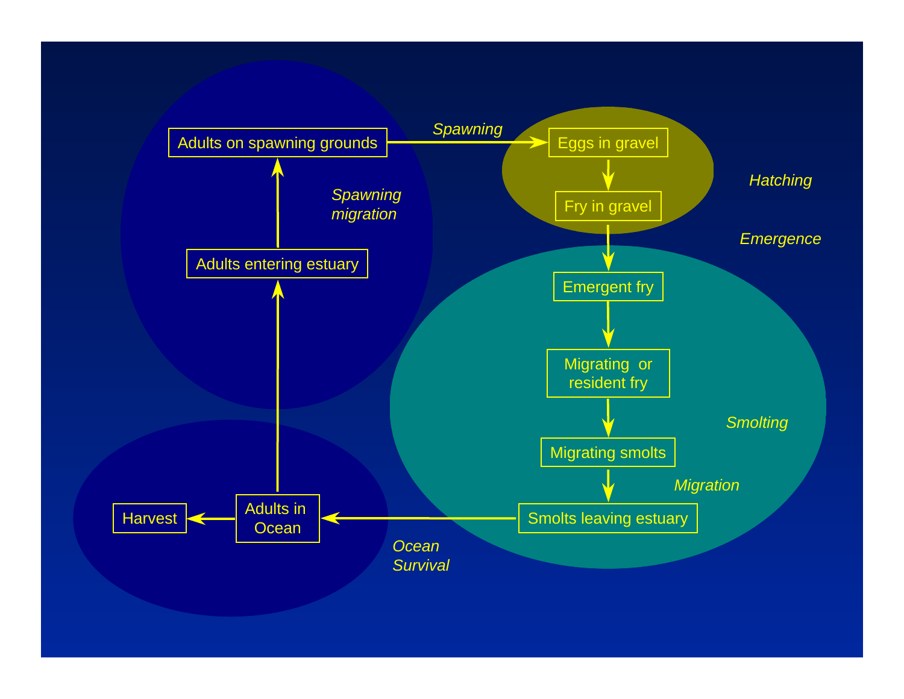Adults on spawning grounds

*Spawning*

Eggs in gravel

*Hatching*

Fry in gravel

*Emergence*

Emergent fry

Migrating or resident fry

*Smolting*

Migrating smolts

*Migration*

Smolts leaving estuary

*Ocean Survival*

Adults in Ocean

Harvest

Adults entering estuary

*Spawning migration*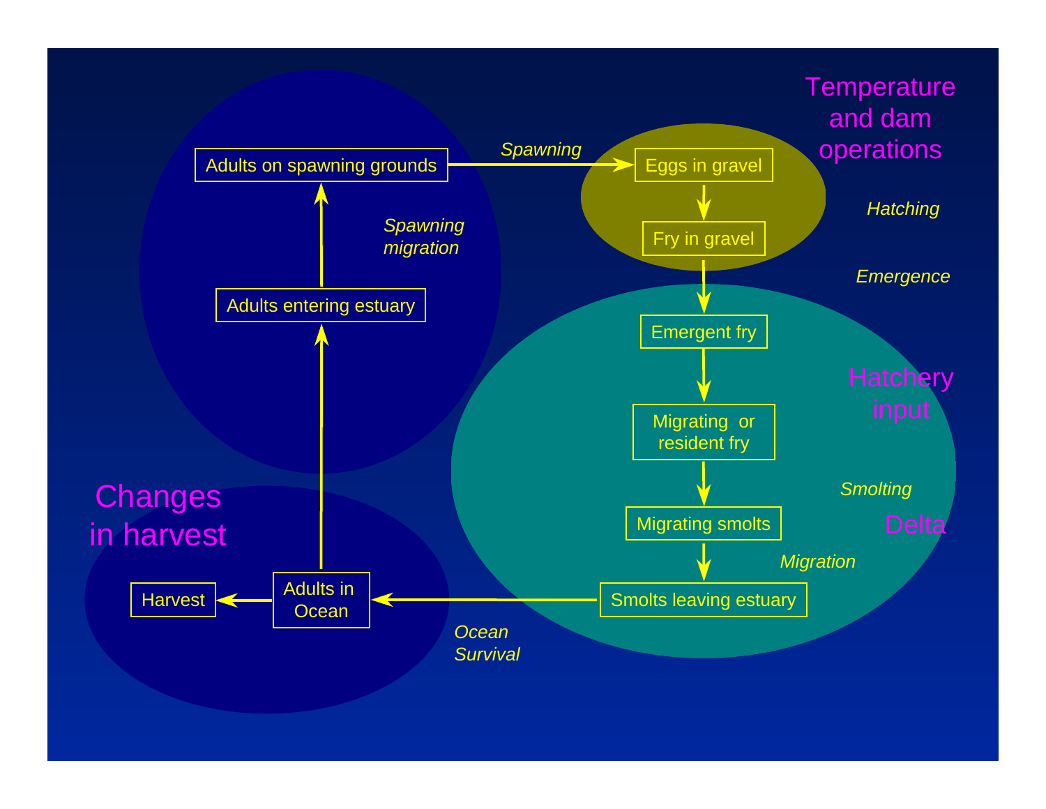Temperature and dam operations

Adults on spawning grounds → *Spawning* → Eggs in gravel

*Hatching*

Fry in gravel

*Emergence*

Emergent fry

Hatchery input

Migrating or resident fry

*Smolting*

Migrating smolts

Delta

*Migration*

Smolts leaving estuary

*Ocean Survival*

Adults in Ocean → Harvest

Changes in harvest

Adults entering estuary

*Spawning migration*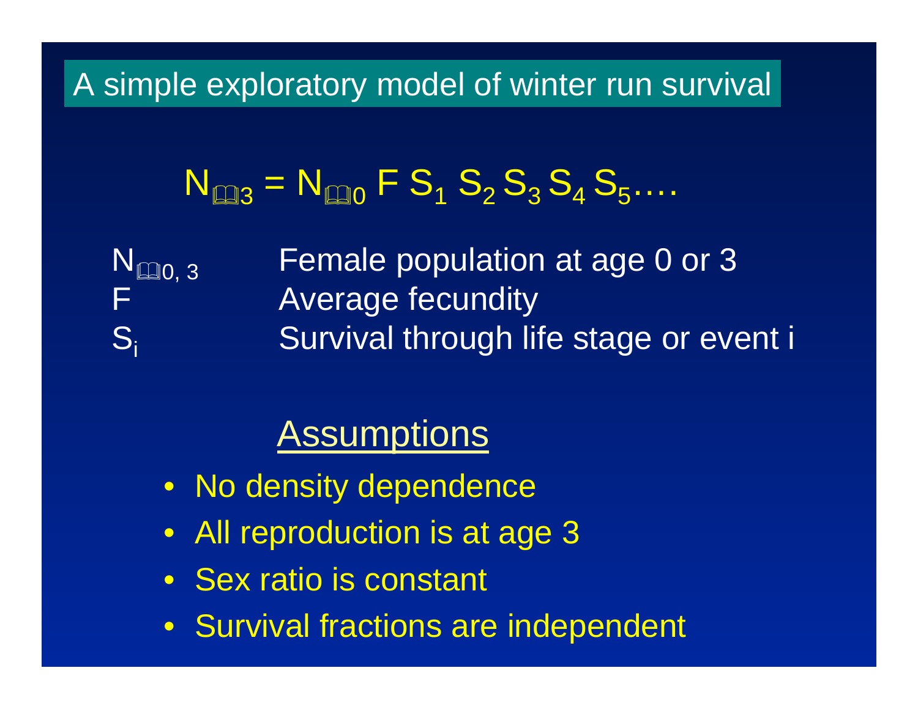## A simple exploratory model of winter run survival

$$N_{\text{🕮}3} = N_{\text{🕮}0} \, F \, S_1 \, S_2 \, S_3 \, S_4 \, S_5 \ldots.$$

| | |
|---|---|
| $N_{\text{🕮}0,\,3}$ | Female population at age 0 or 3 |
| $F$ | Average fecundity |
| $S_i$ | Survival through life stage or event i |

### Assumptions

- No density dependence
- All reproduction is at age 3
- Sex ratio is constant
- Survival fractions are independent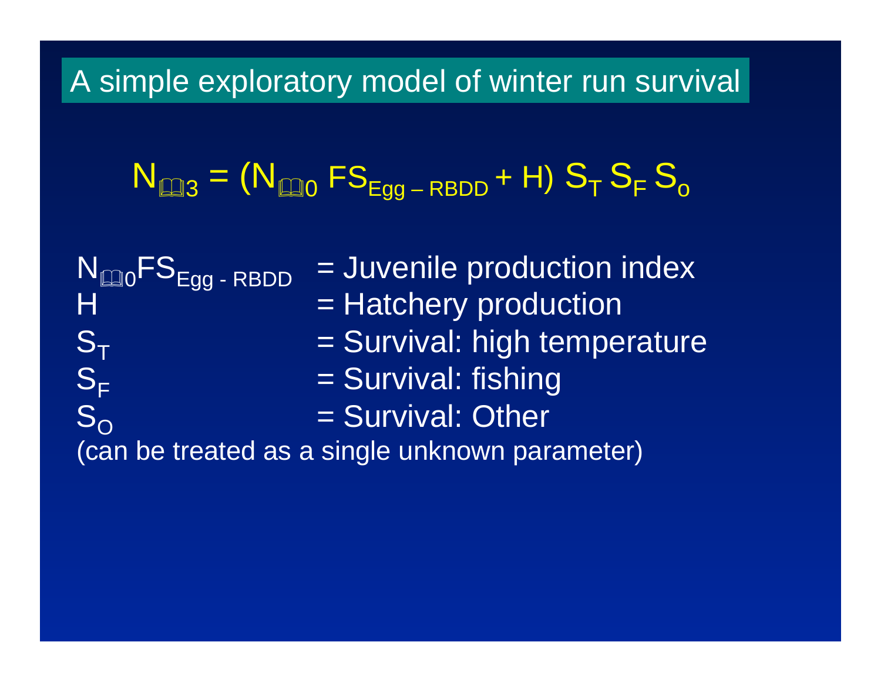# A simple exploratory model of winter run survival

$$N_{3} = (N_{0}\ FS_{Egg - RBDD} + H)\ S_T\ S_F\ S_o$$

$N_{0}FS_{Egg - RBDD}$ = Juvenile production index

$H$ = Hatchery production

$S_T$ = Survival: high temperature

$S_F$ = Survival: fishing

$S_O$ = Survival: Other

(can be treated as a single unknown parameter)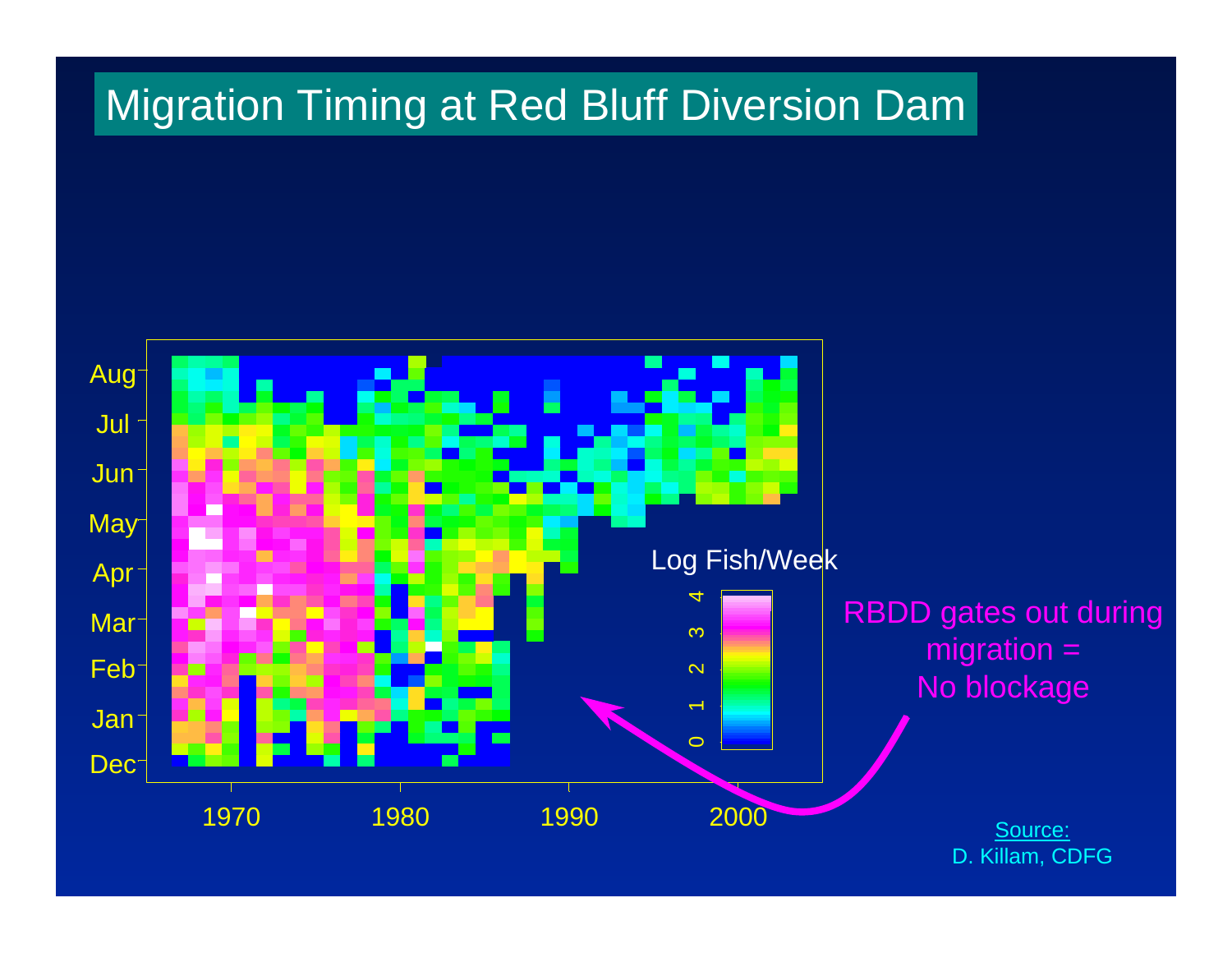# Migration Timing at Red Bluff Diversion Dam

Log Fish/Week

0 1 2 3 4

Aug, Jul, Jun, May, Apr, Mar, Feb, Jan, Dec

1970 1980 1990 2000

RBDD gates out during migration = No blockage

Source:
D. Killam, CDFG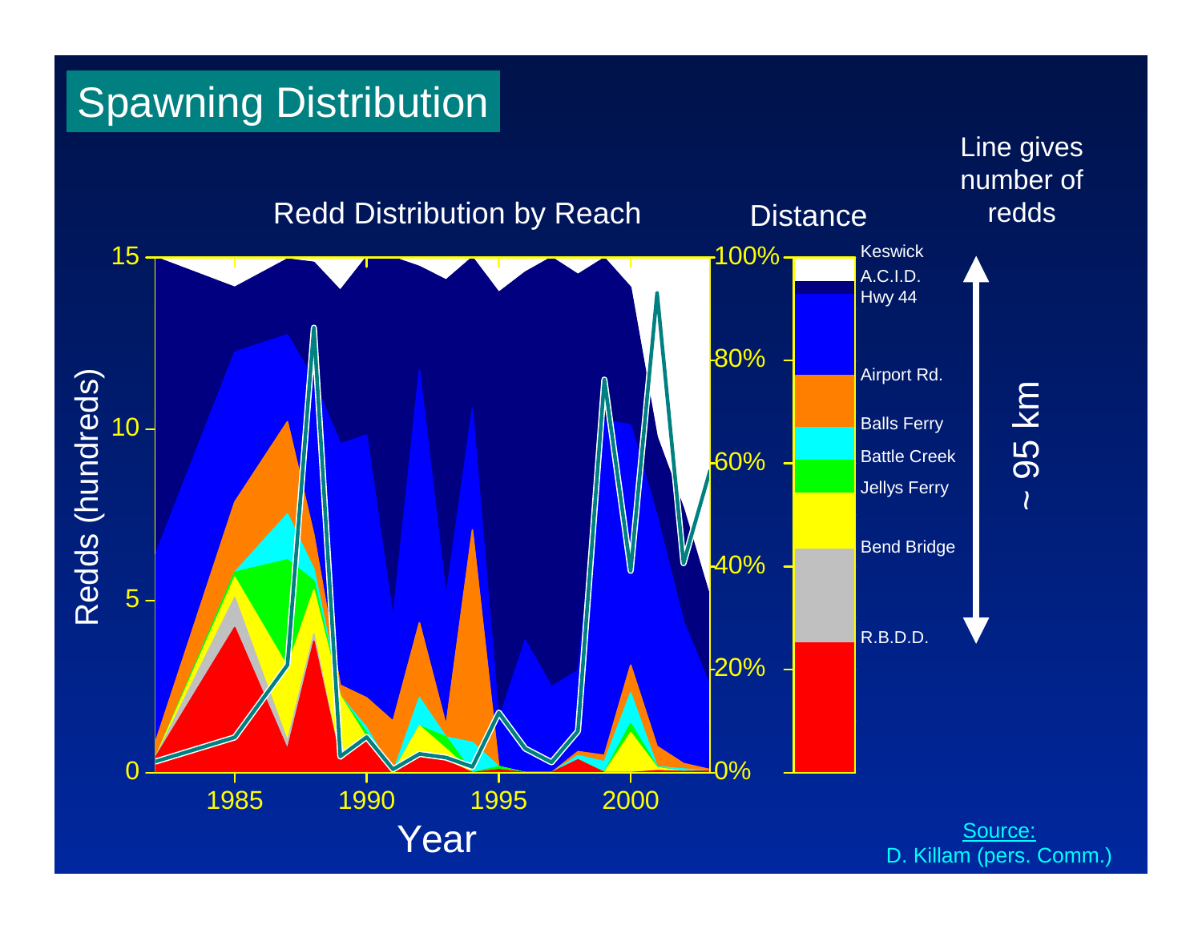# Spawning Distribution

Redd Distribution by Reach

Distance

Line gives number of redds

Redds (hundreds)

Year

Keswick
A.C.I.D.
Hwy 44
Airport Rd.
Balls Ferry
Battle Creek
Jellys Ferry
Bend Bridge
R.B.D.D.

~ 95 km

Source:
D. Killam (pers. Comm.)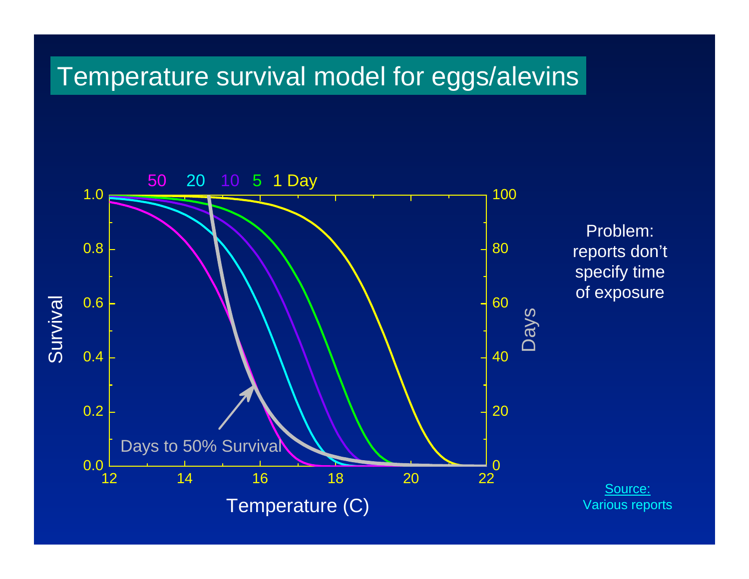# Temperature survival model for eggs/alevins

50 20 10 5 1 Day

Days to 50% Survival

Survival

Days

Temperature (C)

Problem: reports don't specify time of exposure

Source: Various reports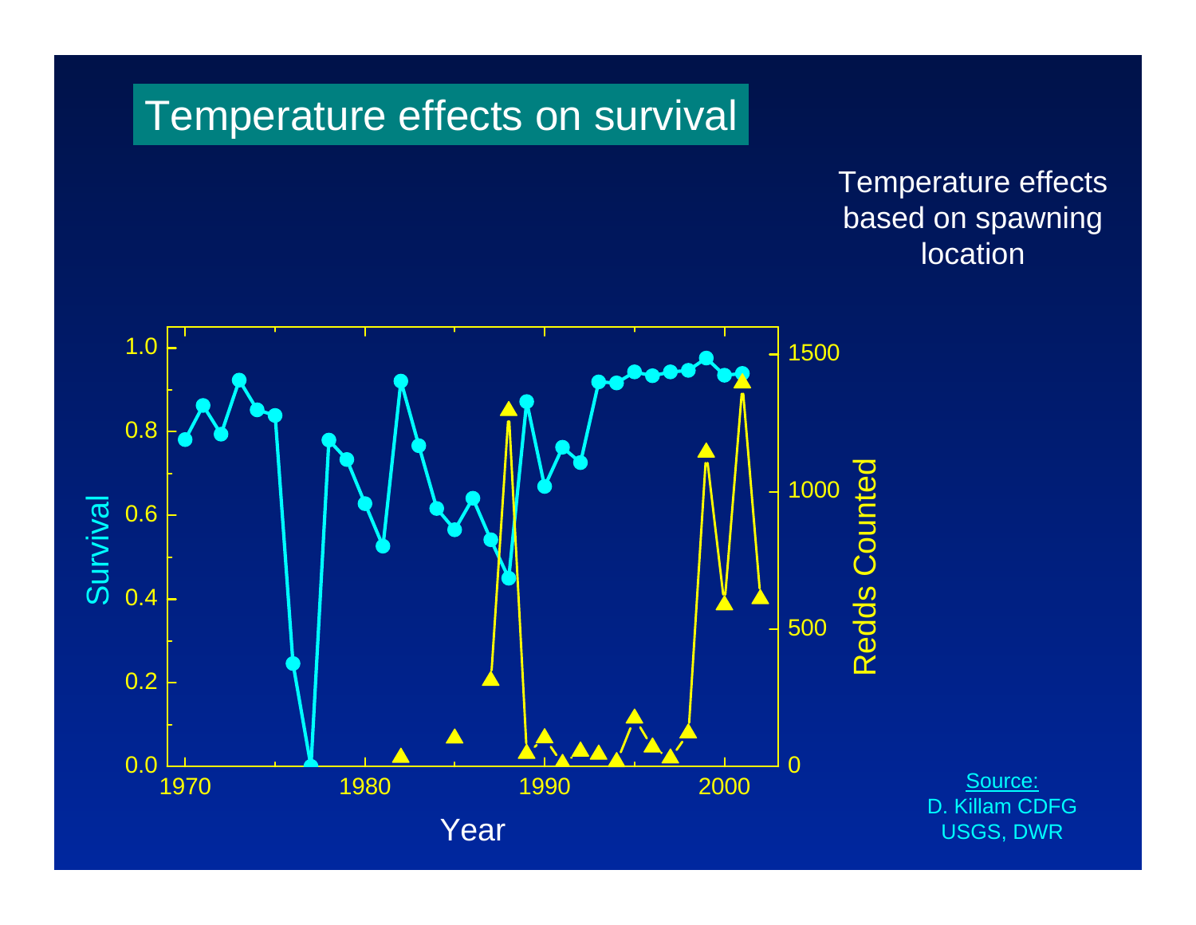# Temperature effects on survival

Temperature effects based on spawning location

Survival

Redds Counted

Year

Source:
D. Killam CDFG
USGS, DWR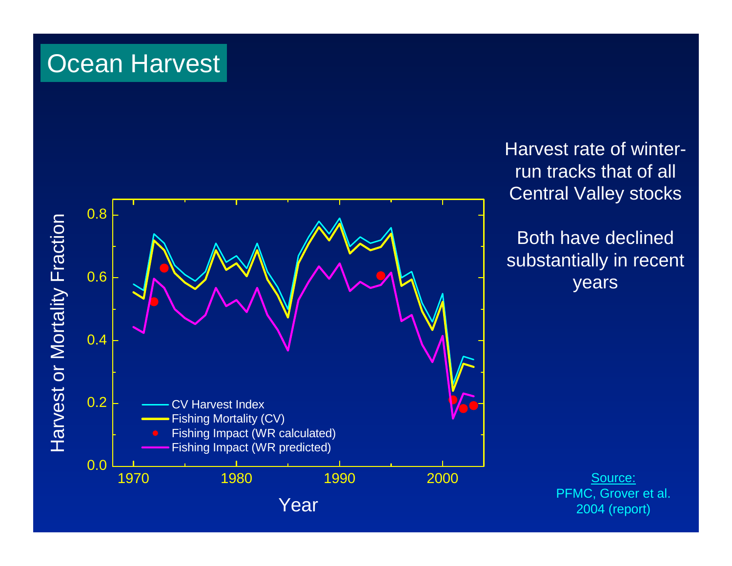# Ocean Harvest

Harvest rate of winter-run tracks that of all Central Valley stocks

Both have declined substantially in recent years

Source:
PFMC, Grover et al. 2004 (report)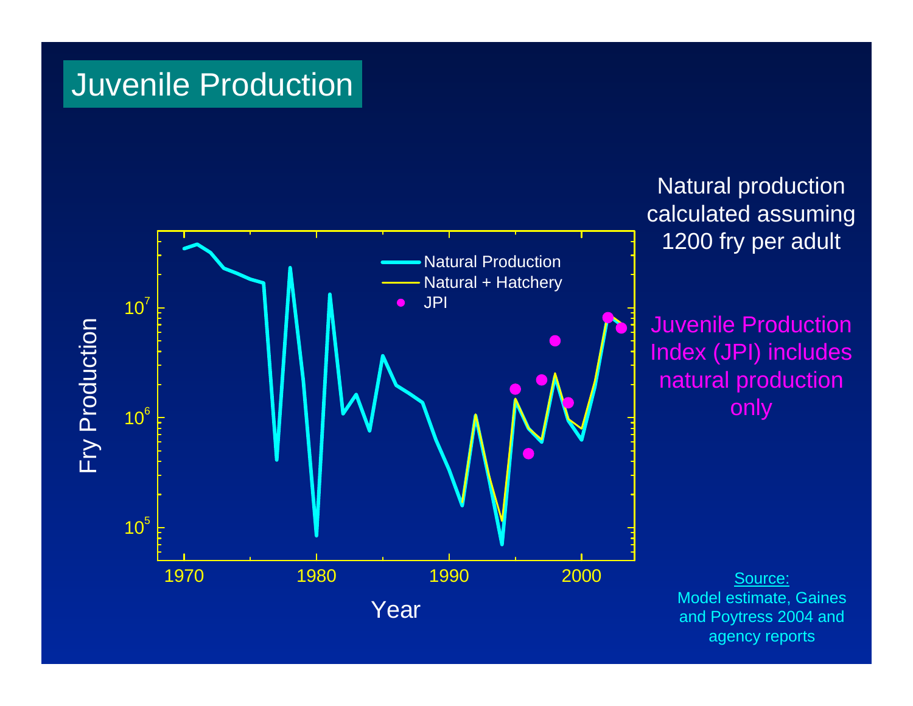# Juvenile Production

Natural production calculated assuming 1200 fry per adult

Juvenile Production Index (JPI) includes natural production only

Fry Production

$10^7$

$10^6$

$10^5$

1970 1980 1990 2000

Year

Natural Production

Natural + Hatchery

JPI

Source: Model estimate, Gaines and Poytress 2004 and agency reports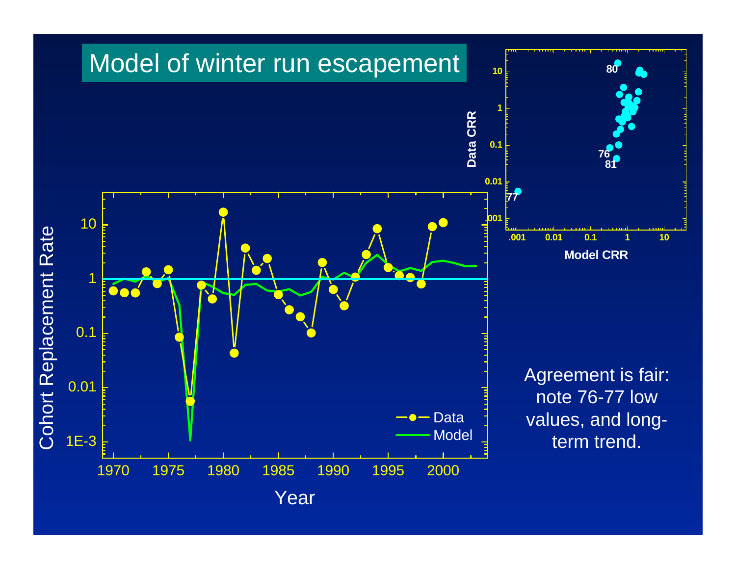# Model of winter run escapement

Agreement is fair: note 76-77 low values, and long-term trend.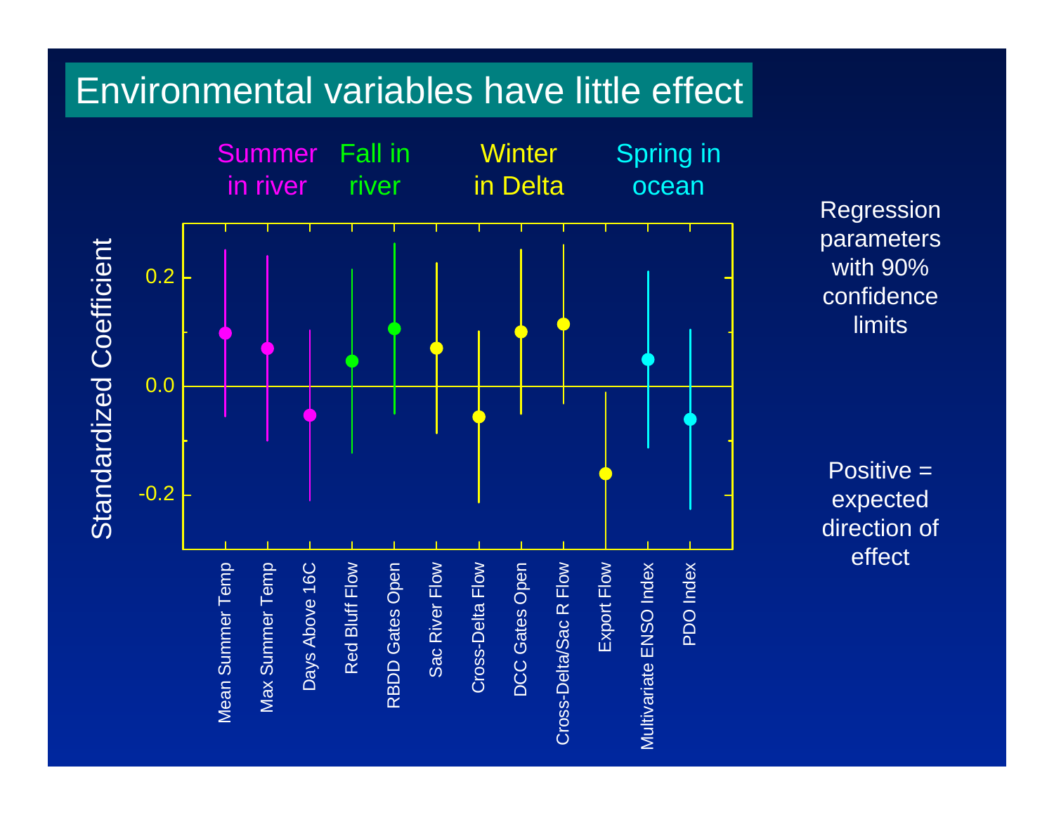# Environmental variables have little effect

Summer in river | Fall in river | Winter in Delta | Spring in ocean

Standardized Coefficient

0.2

0.0

-0.2

Mean Summer Temp

Max Summer Temp

Days Above 16C

Red Bluff Flow

RBDD Gates Open

Sac River Flow

Cross-Delta Flow

DCC Gates Open

Cross-Delta/Sac R Flow

Export Flow

Multivariate ENSO Index

PDO Index

Regression parameters with 90% confidence limits

Positive = expected direction of effect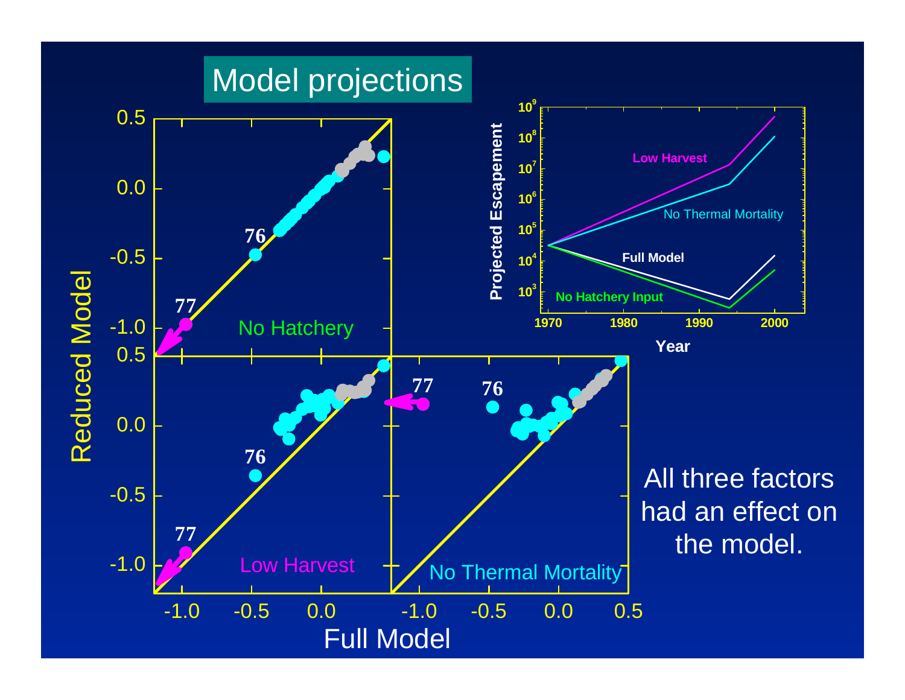# Model projections

All three factors had an effect on the model.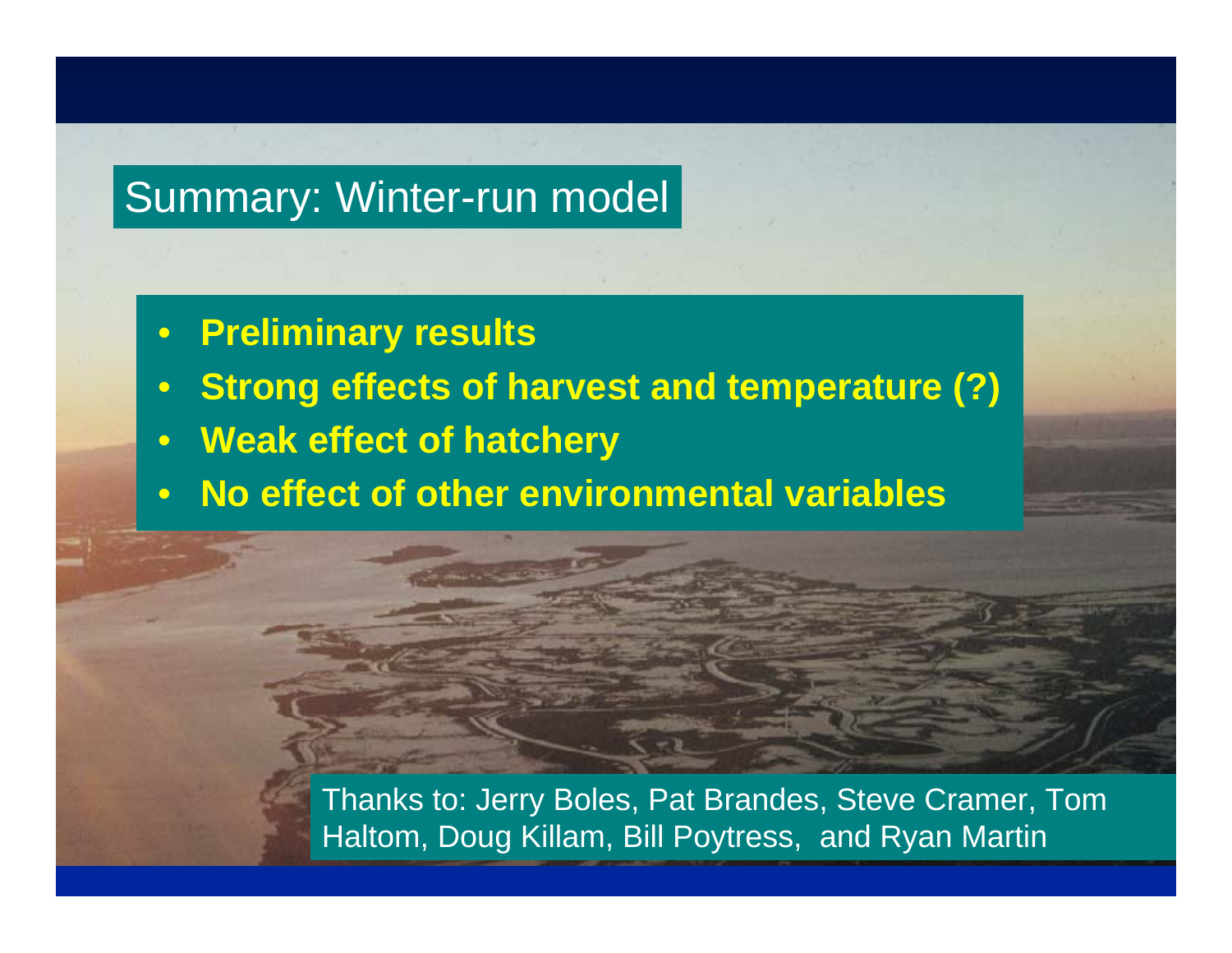## Summary: Winter-run model

- **Preliminary results**
- **Strong effects of harvest and temperature (?)**
- **Weak effect of hatchery**
- **No effect of other environmental variables**

Thanks to: Jerry Boles, Pat Brandes, Steve Cramer, Tom Haltom, Doug Killam, Bill Poytress, and Ryan Martin